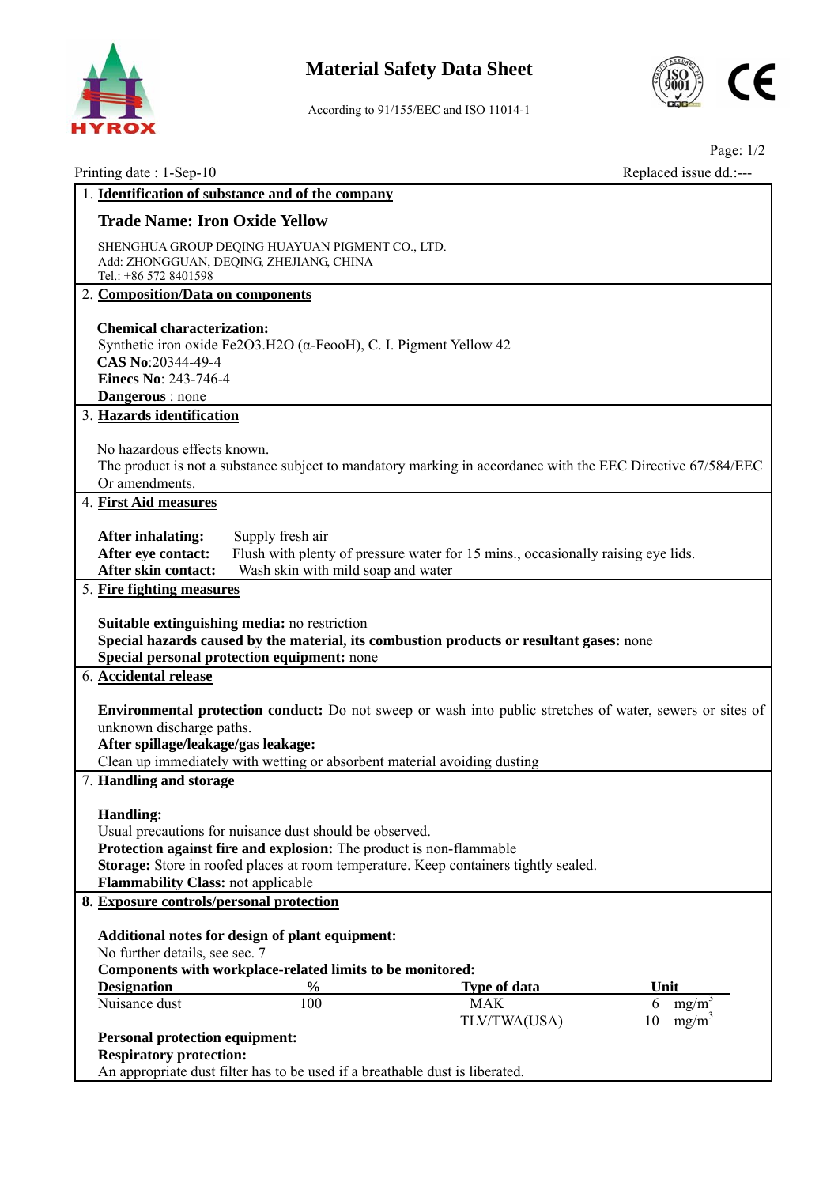# Material Safety Data Sheet

According to 91/155/EEC and ISO 11014-1

Printing date : 1-Sep-10

Replaced issue dd.:---

## 1. Identification of substance and of the company

### Trade Name: Iron Oxide Yellow

SHENGHUA GROUP DEQING HUAYUAN PIGMENT CO., LTD.
Add: ZHONGGUAN, DEQING, ZHEJIANG, CHINA
Tel.: +86 572 8401598

## 2. Composition/Data on components

**Chemical characterization:**
Synthetic iron oxide $Fe_2O_3.H_2O$ (α-FeooH), C. I. Pigment Yellow 42
**CAS No**:20344-49-4
**Einecs No**: 243-746-4
**Dangerous** : none

## 3. Hazards identification

No hazardous effects known.
The product is not a substance subject to mandatory marking in accordance with the EEC Directive 67/584/EEC Or amendments.

## 4. First Aid measures

**After inhaling:** Supply fresh air
**After eye contact:** Flush with plenty of pressure water for 15 mins., occasionally raising eye lids.
**After skin contact:** Wash skin with mild soap and water

## 5. Fire fighting measures

**Suitable extinguishing media:** no restriction
**Special hazards caused by the material, its combustion products or resultant gases:** none
**Special personal protection equipment:** none

## 6. Accidental release

**Environmental protection conduct:** Do not sweep or wash into public stretches of water, sewers or sites of unknown discharge paths.
**After spillage/leakage/gas leakage:**
Clean up immediately with wetting or absorbent material avoiding dusting

## 7. Handling and storage

**Handling:**
Usual precautions for nuisance dust should be observed.
**Protection against fire and explosion:** The product is non-flammable
**Storage:** Store in roofed places at room temperature. Keep containers tightly sealed.
**Flammability Class:** not applicable

## 8. Exposure controls/personal protection

**Additional notes for design of plant equipment:**
No further details, see sec. 7
**Components with workplace-related limits to be monitored:**

| Designation | % | Type of data | Unit |
|---|---|---|---|
| Nuisance dust | 100 | MAK | 6 $mg/m^3$ |
| | | TLV/TWA(USA) | 10 $mg/m^3$ |

**Personal protection equipment:**
**Respiratory protection:**
An appropriate dust filter has to be used if a breathable dust is liberated.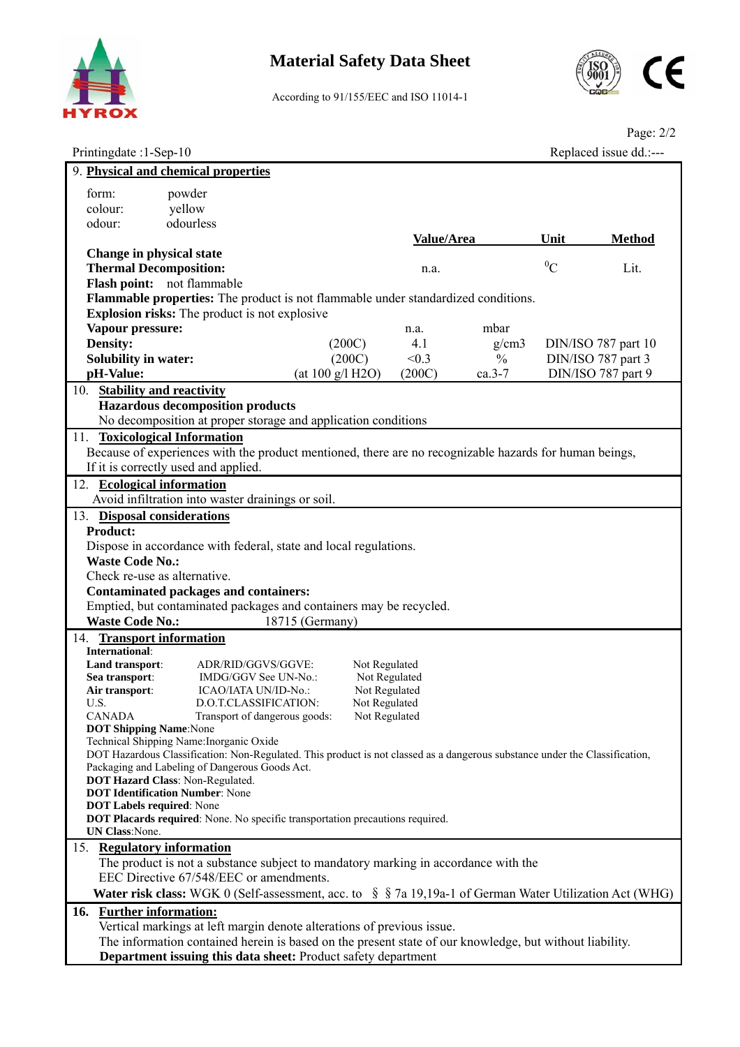# Material Safety Data Sheet

According to 91/155/EEC and ISO 11014-1

Printingdate :1-Sep-10

Replaced issue dd.:---

## 9. Physical and chemical properties

form: powder
colour: yellow
odour: odourless

| | | Value/Area | Unit | Method |
|---|---|---|---|---|
| **Change in physical state** | | | | |
| **Thermal Decomposition:** | | n.a. | $^0C$ | Lit. |

**Flash point:** not flammable

**Flammable properties:** The product is not flammable under standardized conditions.

**Explosion risks:** The product is not explosive

| | | | | |
|---|---|---|---|---|
| **Vapour pressure:** | | n.a. | mbar | |
| **Density:** | (200C) | 4.1 | g/cm3 | DIN/ISO 787 part 10 |
| **Solubility in water:** | (200C) | <0.3 | % | DIN/ISO 787 part 3 |
| **pH-Value:** | (at 100 g/l H2O) | (200C) | ca.3-7 | DIN/ISO 787 part 9 |

## 10. Stability and reactivity

**Hazardous decomposition products**

No decomposition at proper storage and application conditions

## 11. Toxicological Information

Because of experiences with the product mentioned, there are no recognizable hazards for human beings, If it is correctly used and applied.

## 12. Ecological information

Avoid infiltration into waster drainings or soil.

## 13. Disposal considerations

**Product:**

Dispose in accordance with federal, state and local regulations.

**Waste Code No.:**

Check re-use as alternative.

**Contaminated packages and containers:**

Emptied, but contaminated packages and containers may be recycled.

**Waste Code No.:** 18715 (Germany)

## 14. Transport information

**International:**

| | | |
|---|---|---|
| **Land transport:** | ADR/RID/GGVS/GGVE: | Not Regulated |
| **Sea transport:** | IMDG/GGV See UN-No.: | Not Regulated |
| **Air transport:** | ICAO/IATA UN/ID-No.: | Not Regulated |
| U.S. | D.O.T.CLASSIFICATION: | Not Regulated |
| CANADA | Transport of dangerous goods: | Not Regulated |

**DOT Shipping Name**:None

Technical Shipping Name:Inorganic Oxide

DOT Hazardous Classification: Non-Regulated. This product is not classed as a dangerous substance under the Classification, Packaging and Labeling of Dangerous Goods Act.

**DOT Hazard Class**: Non-Regulated.

**DOT Identification Number**: None

**DOT Labels required**: None

**DOT Placards required**: None. No specific transportation precautions required.

**UN Class**:None.

## 15. Regulatory information

The product is not a substance subject to mandatory marking in accordance with the EEC Directive 67/548/EEC or amendments.

**Water risk class:** WGK 0 (Self-assessment, acc. to § § 7a 19,19a-1 of German Water Utilization Act (WHG)

## 16. Further information:

Vertical markings at left margin denote alterations of previous issue.

The information contained herein is based on the present state of our knowledge, but without liability.

**Department issuing this data sheet:** Product safety department